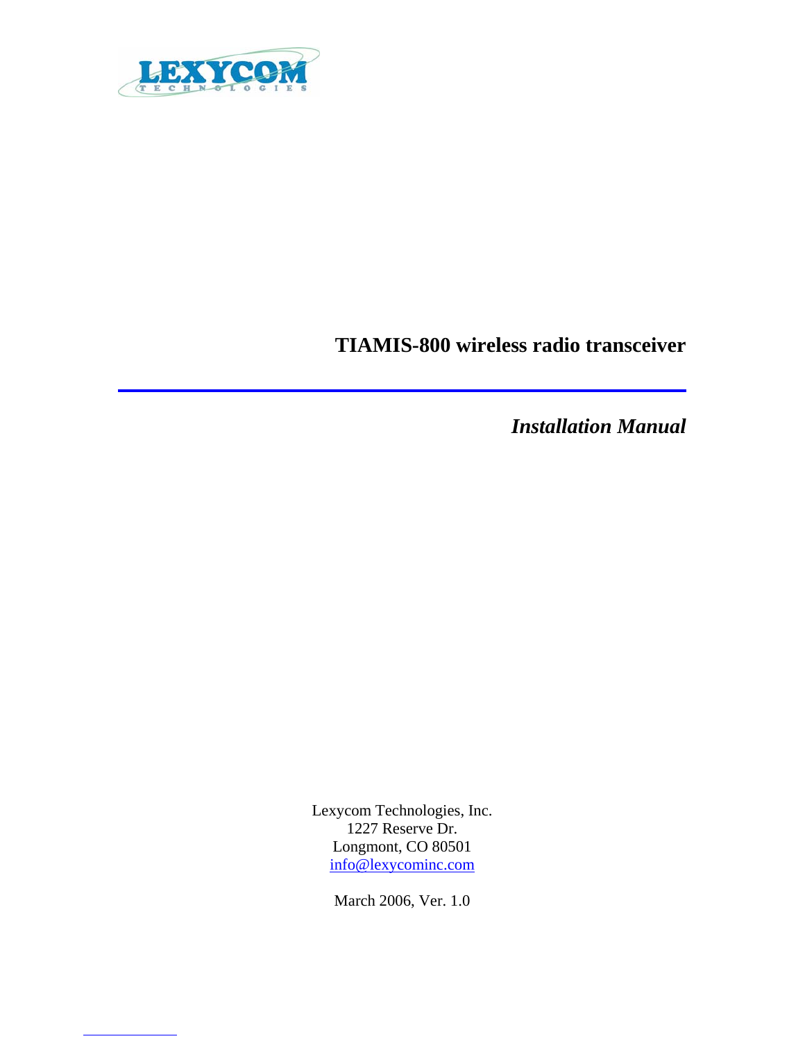LEXYCOM TECHNOLOGIES

# TIAMIS-800 wireless radio transceiver

***Installation Manual***

Lexycom Technologies, Inc.
1227 Reserve Dr.
Longmont, CO 80501
info@lexycominc.com

March 2006, Ver. 1.0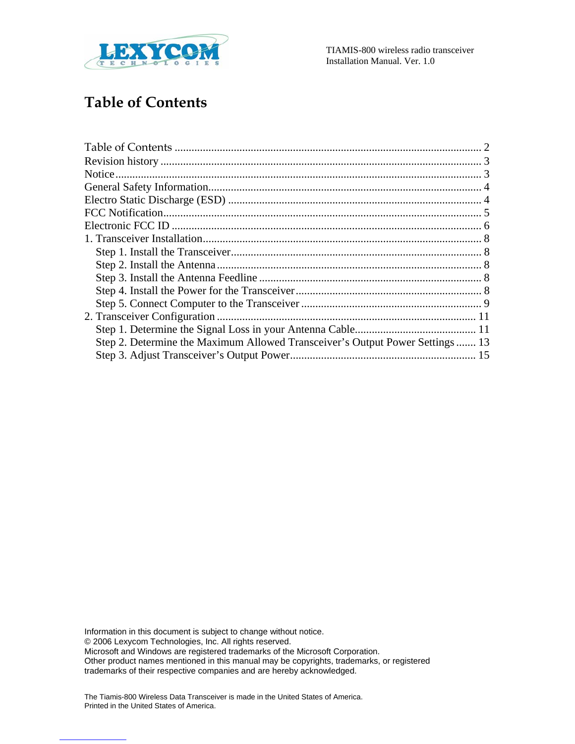# Table of Contents

Table of Contents ........................................................................................................ 2
Revision history ............................................................................................................ 3
Notice.............................................................................................................................. 3
General Safety Information......................................................................................... 4
Electro Static Discharge (ESD) ................................................................................... 4
FCC Notification............................................................................................................ 5
Electronic FCC ID ......................................................................................................... 6
1. Transceiver Installation............................................................................................ 8
   Step 1. Install the Transceiver.................................................................................. 8
   Step 2. Install the Antenna ....................................................................................... 8
   Step 3. Install the Antenna Feedline ....................................................................... 8
   Step 4. Install the Power for the Transceiver.......................................................... 8
   Step 5. Connect Computer to the Transceiver ........................................................ 9
2. Transceiver Configuration ....................................................................................... 11
   Step 1. Determine the Signal Loss in your Antenna Cable.................................... 11
   Step 2. Determine the Maximum Allowed Transceiver's Output Power Settings ....... 13
   Step 3. Adjust Transceiver's Output Power............................................................. 15

Information in this document is subject to change without notice.
© 2006 Lexycom Technologies, Inc. All rights reserved.
Microsoft and Windows are registered trademarks of the Microsoft Corporation.
Other product names mentioned in this manual may be copyrights, trademarks, or registered trademarks of their respective companies and are hereby acknowledged.

The Tiamis-800 Wireless Data Transceiver is made in the United States of America.
Printed in the United States of America.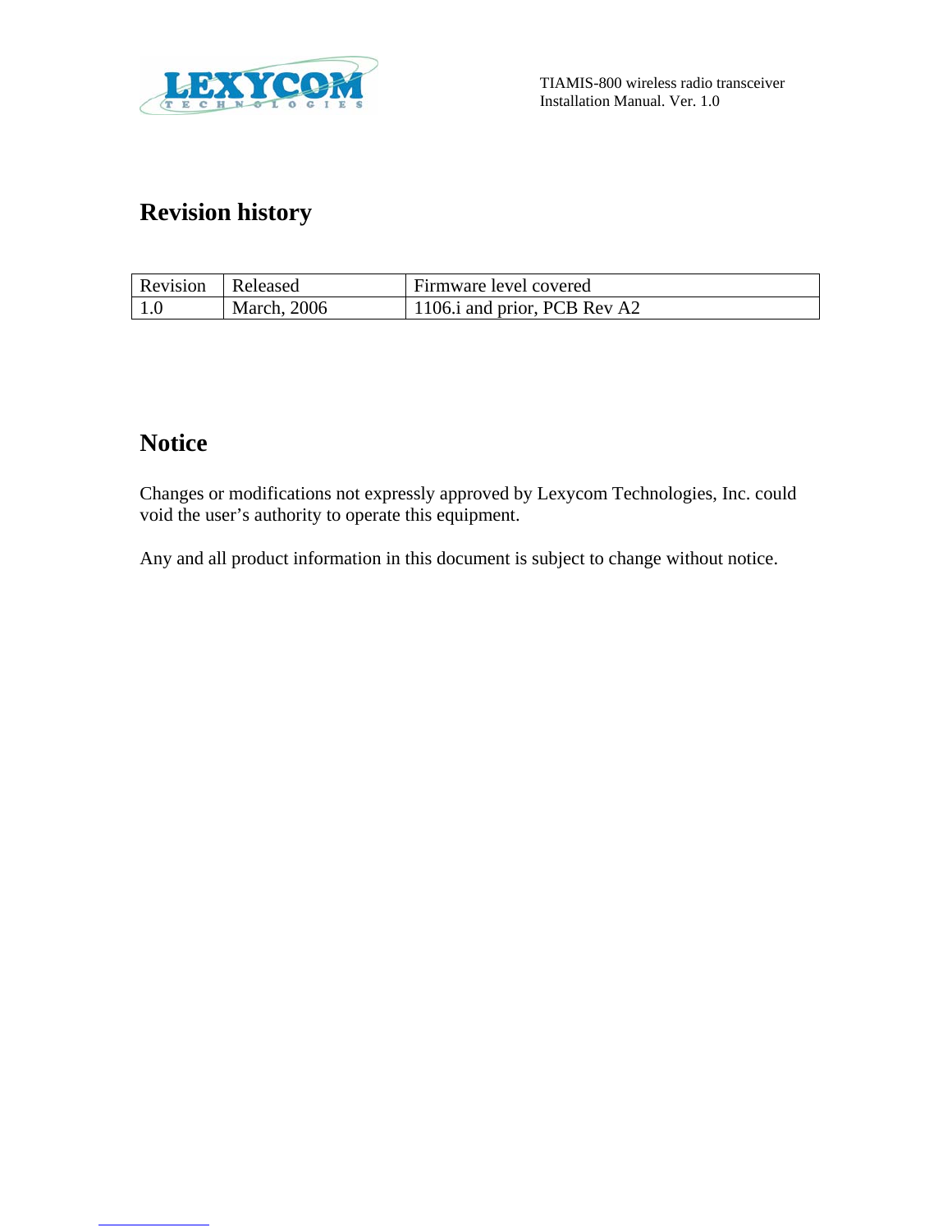## Revision history

| Revision | Released | Firmware level covered |
| --- | --- | --- |
| 1.0 | March, 2006 | 1106.i and prior, PCB Rev A2 |

## Notice

Changes or modifications not expressly approved by Lexycom Technologies, Inc. could void the user's authority to operate this equipment.

Any and all product information in this document is subject to change without notice.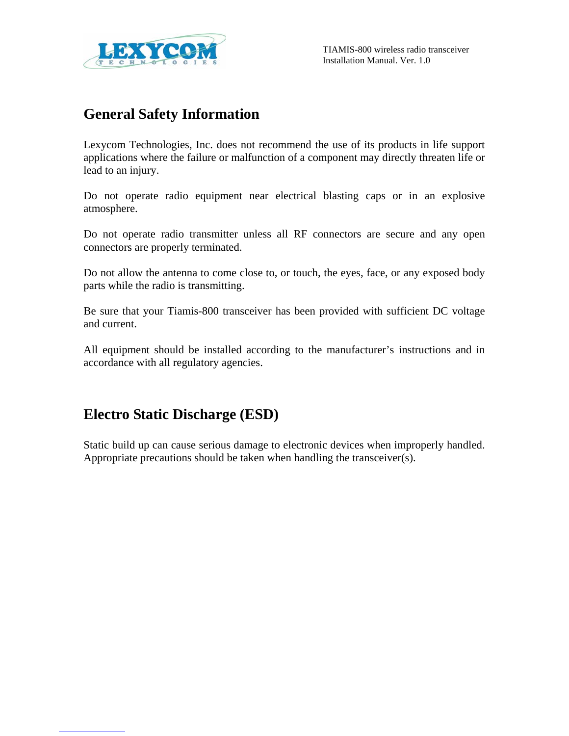## General Safety Information

Lexycom Technologies, Inc. does not recommend the use of its products in life support applications where the failure or malfunction of a component may directly threaten life or lead to an injury.

Do not operate radio equipment near electrical blasting caps or in an explosive atmosphere.

Do not operate radio transmitter unless all RF connectors are secure and any open connectors are properly terminated.

Do not allow the antenna to come close to, or touch, the eyes, face, or any exposed body parts while the radio is transmitting.

Be sure that your Tiamis-800 transceiver has been provided with sufficient DC voltage and current.

All equipment should be installed according to the manufacturer's instructions and in accordance with all regulatory agencies.

## Electro Static Discharge (ESD)

Static build up can cause serious damage to electronic devices when improperly handled. Appropriate precautions should be taken when handling the transceiver(s).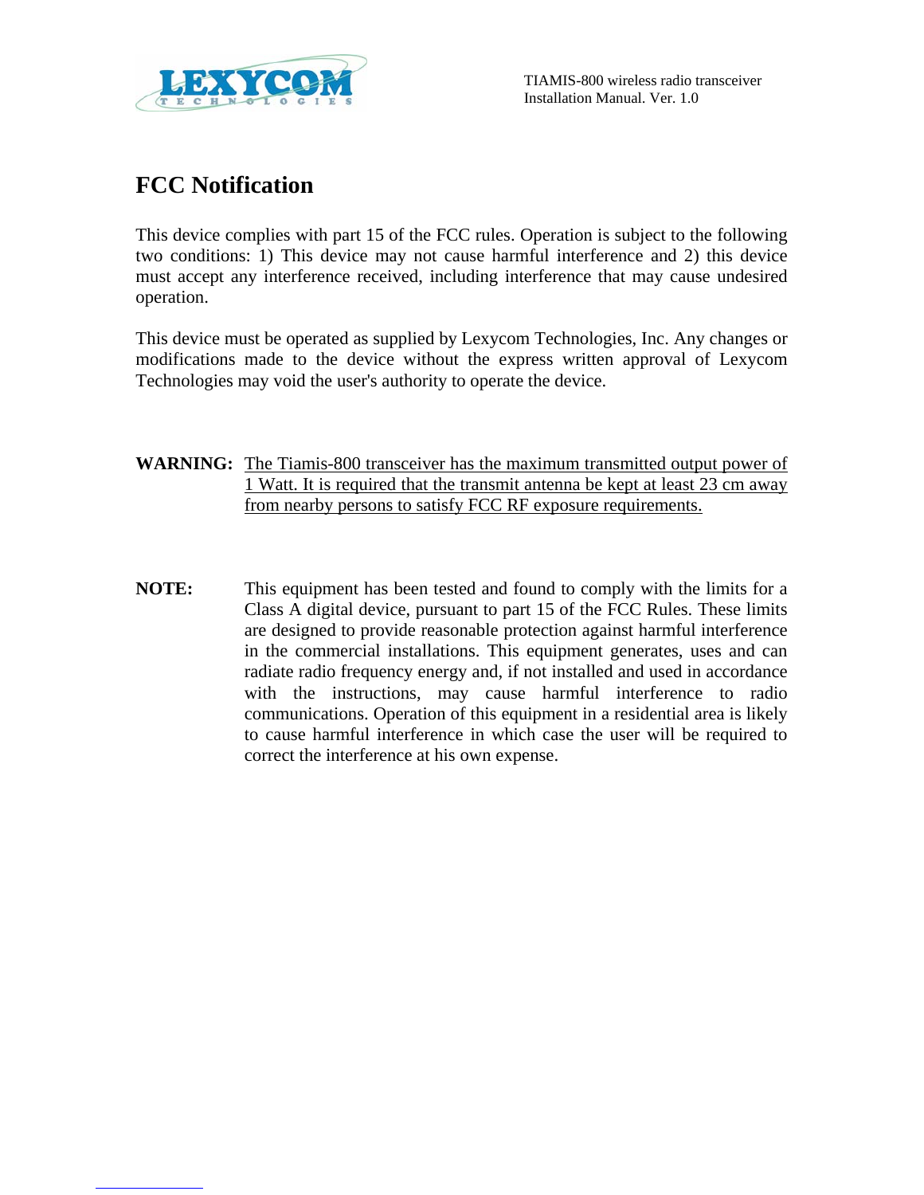# FCC Notification

This device complies with part 15 of the FCC rules. Operation is subject to the following two conditions: 1) This device may not cause harmful interference and 2) this device must accept any interference received, including interference that may cause undesired operation.

This device must be operated as supplied by Lexycom Technologies, Inc. Any changes or modifications made to the device without the express written approval of Lexycom Technologies may void the user's authority to operate the device.

**WARNING:** <u>The Tiamis-800 transceiver has the maximum transmitted output power of 1 Watt. It is required that the transmit antenna be kept at least 23 cm away from nearby persons to satisfy FCC RF exposure requirements.</u>

**NOTE:** This equipment has been tested and found to comply with the limits for a Class A digital device, pursuant to part 15 of the FCC Rules. These limits are designed to provide reasonable protection against harmful interference in the commercial installations. This equipment generates, uses and can radiate radio frequency energy and, if not installed and used in accordance with the instructions, may cause harmful interference to radio communications. Operation of this equipment in a residential area is likely to cause harmful interference in which case the user will be required to correct the interference at his own expense.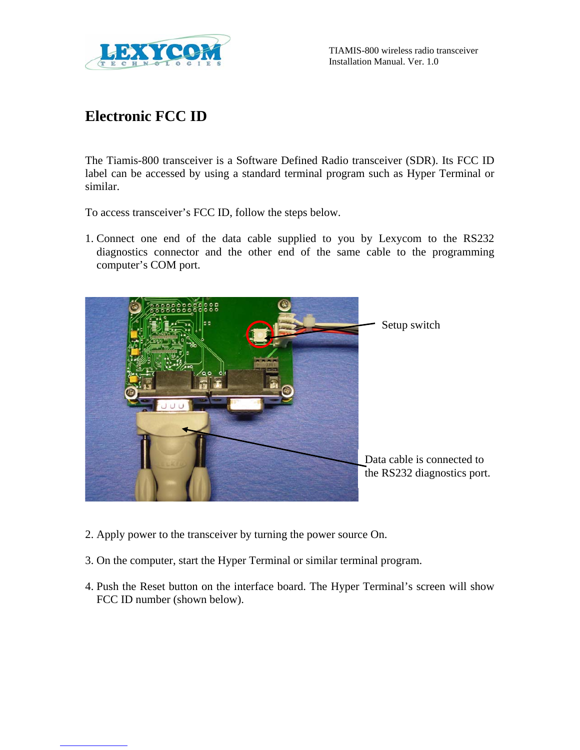# Electronic FCC ID

The Tiamis-800 transceiver is a Software Defined Radio transceiver (SDR). Its FCC ID label can be accessed by using a standard terminal program such as Hyper Terminal or similar.

To access transceiver's FCC ID, follow the steps below.

1. Connect one end of the data cable supplied to you by Lexycom to the RS232 diagnostics connector and the other end of the same cable to the programming computer's COM port.

Setup switch

Data cable is connected to the RS232 diagnostics port.

2. Apply power to the transceiver by turning the power source On.

3. On the computer, start the Hyper Terminal or similar terminal program.

4. Push the Reset button on the interface board. The Hyper Terminal's screen will show FCC ID number (shown below).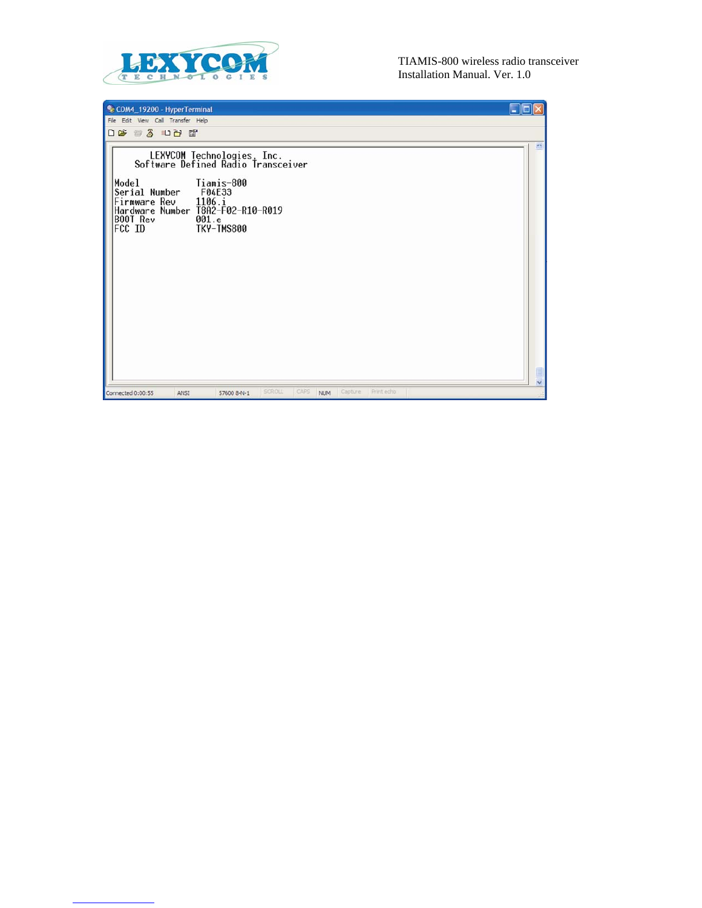```
        LEXYCOM Technologies, Inc.
    Software Defined Radio Transceiver

Model           Tiamis-800
Serial Number    F04E33
Firmware Rev    1106.i
Hardware Number T8A2-F02-R10-R019
BOOT Rev        001.e
FCC ID          TKY-TMS800
```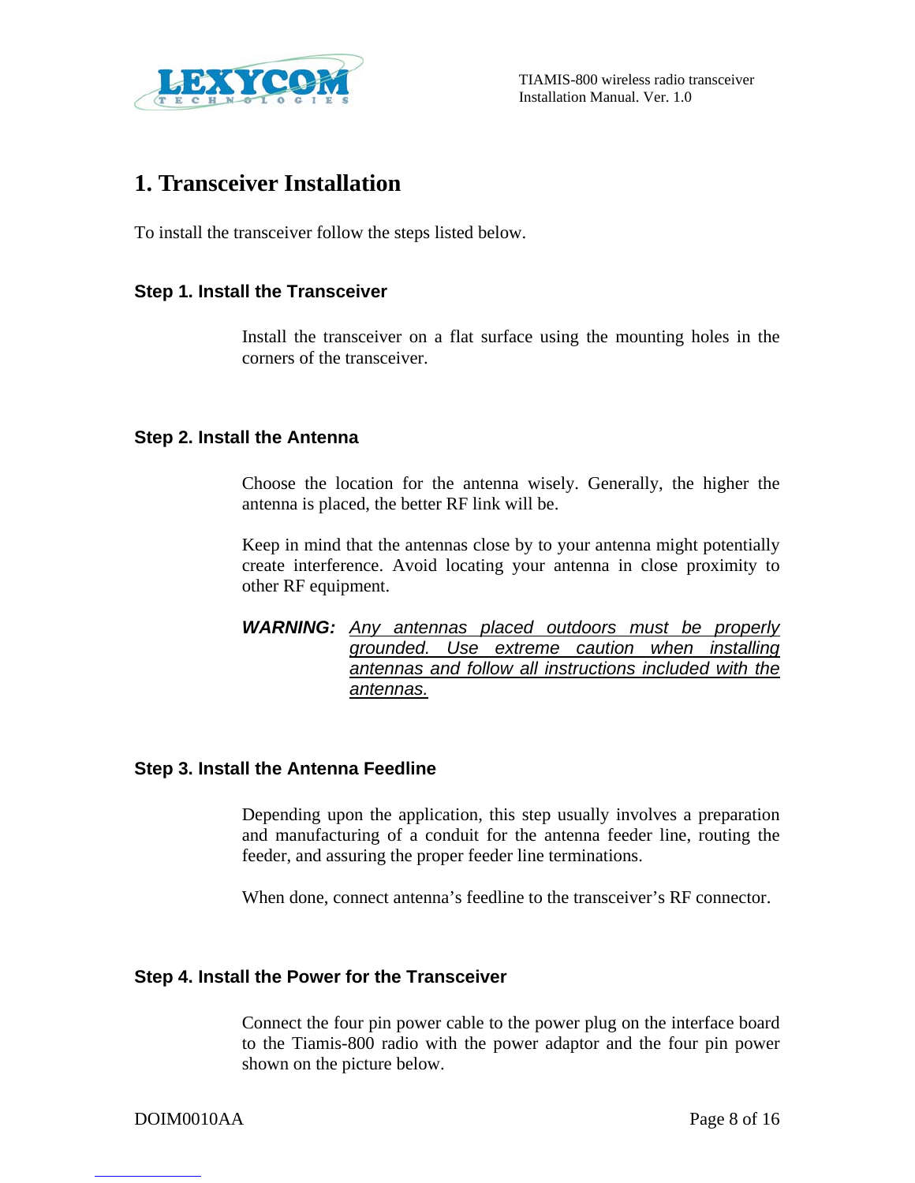# 1. Transceiver Installation

To install the transceiver follow the steps listed below.

### Step 1. Install the Transceiver

Install the transceiver on a flat surface using the mounting holes in the corners of the transceiver.

### Step 2. Install the Antenna

Choose the location for the antenna wisely. Generally, the higher the antenna is placed, the better RF link will be.

Keep in mind that the antennas close by to your antenna might potentially create interference. Avoid locating your antenna in close proximity to other RF equipment.

***WARNING:*** *Any antennas placed outdoors must be properly grounded. Use extreme caution when installing antennas and follow all instructions included with the antennas.*

### Step 3. Install the Antenna Feedline

Depending upon the application, this step usually involves a preparation and manufacturing of a conduit for the antenna feeder line, routing the feeder, and assuring the proper feeder line terminations.

When done, connect antenna's feedline to the transceiver's RF connector.

### Step 4. Install the Power for the Transceiver

Connect the four pin power cable to the power plug on the interface board to the Tiamis-800 radio with the power adaptor and the four pin power shown on the picture below.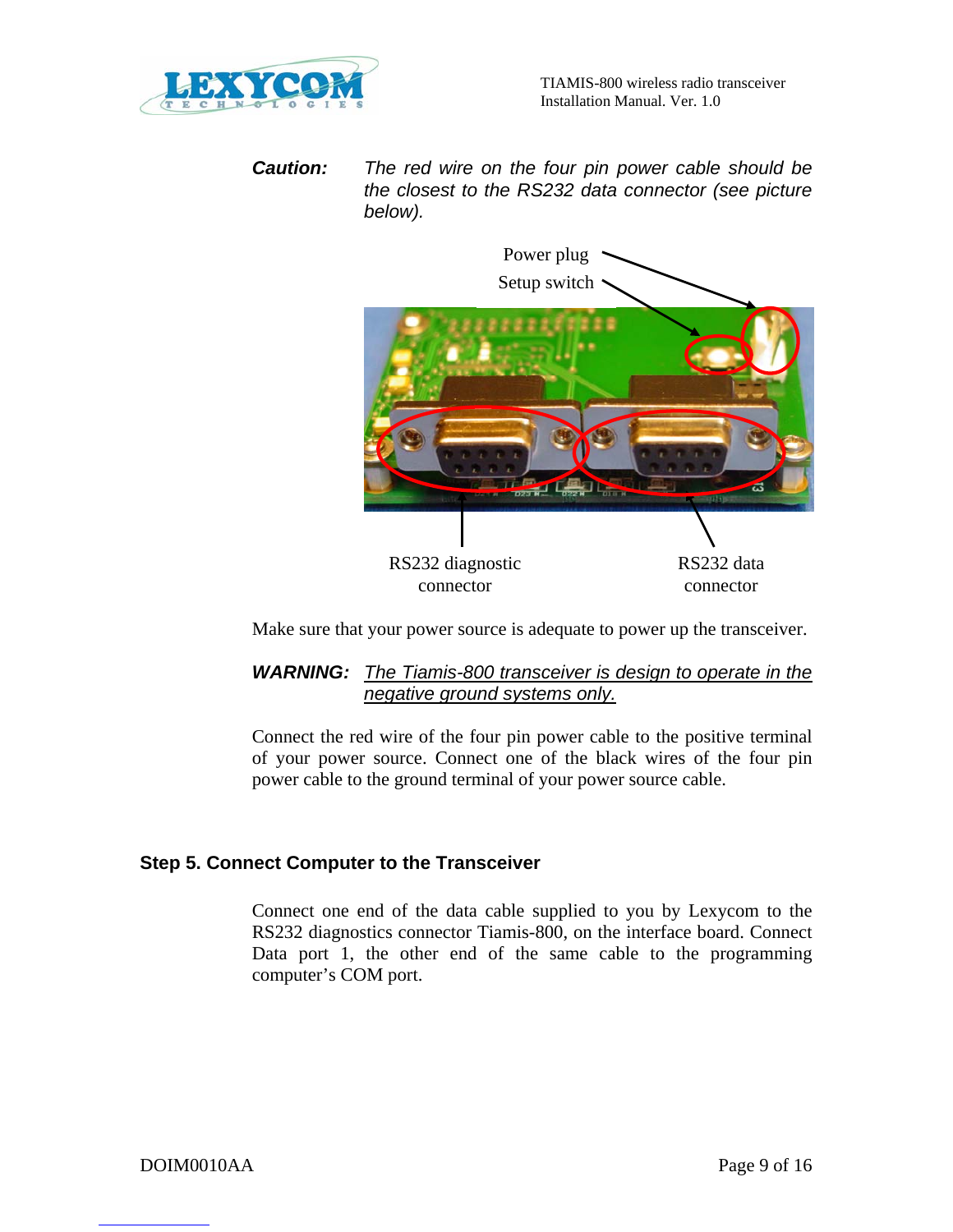***Caution:*** *The red wire on the four pin power cable should be the closest to the RS232 data connector (see picture below).*

Power plug

Setup switch

RS232 diagnostic connector

RS232 data connector

Make sure that your power source is adequate to power up the transceiver.

***WARNING:*** *The Tiamis-800 transceiver is design to operate in the negative ground systems only.*

Connect the red wire of the four pin power cable to the positive terminal of your power source. Connect one of the black wires of the four pin power cable to the ground terminal of your power source cable.

### Step 5. Connect Computer to the Transceiver

Connect one end of the data cable supplied to you by Lexycom to the RS232 diagnostics connector Tiamis-800, on the interface board. Connect Data port 1, the other end of the same cable to the programming computer's COM port.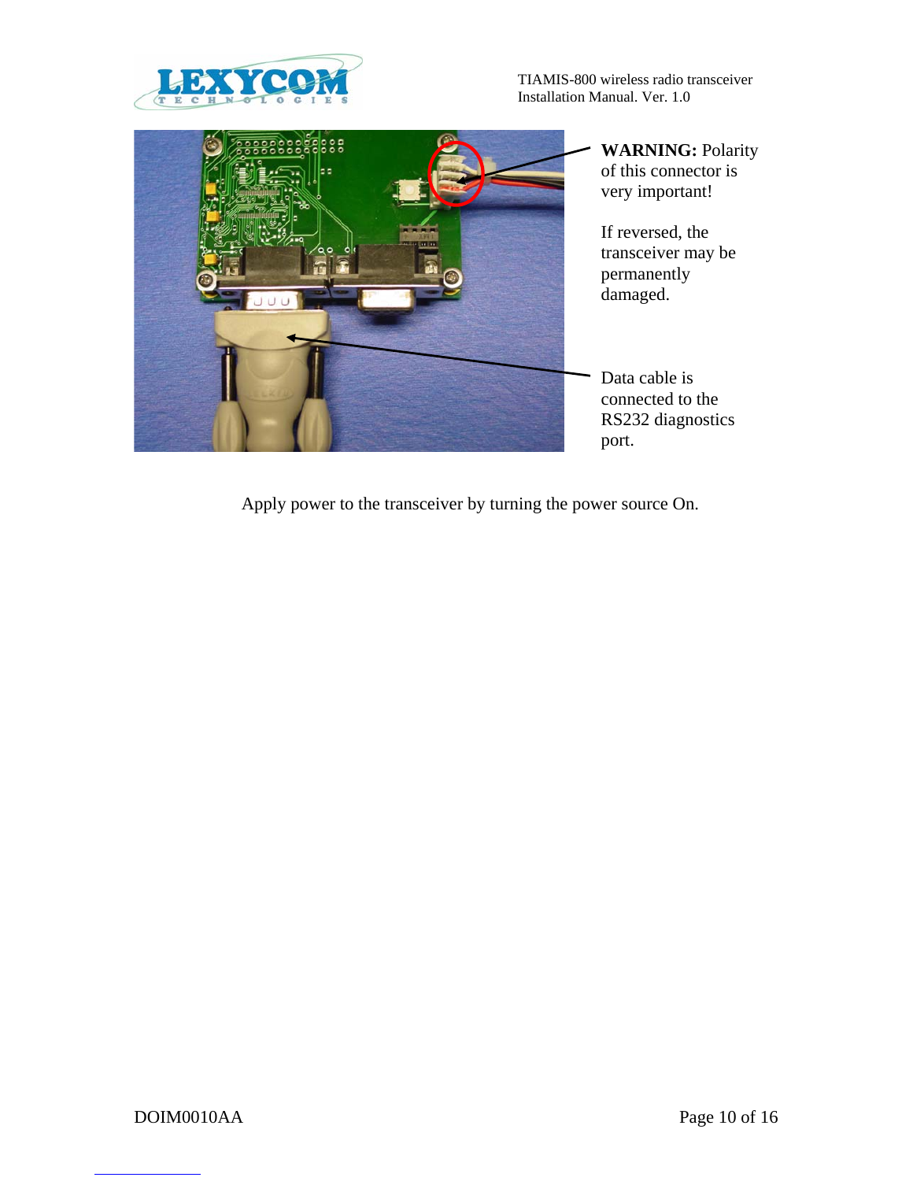**WARNING:** Polarity of this connector is very important!

If reversed, the transceiver may be permanently damaged.

Data cable is connected to the RS232 diagnostics port.

Apply power to the transceiver by turning the power source On.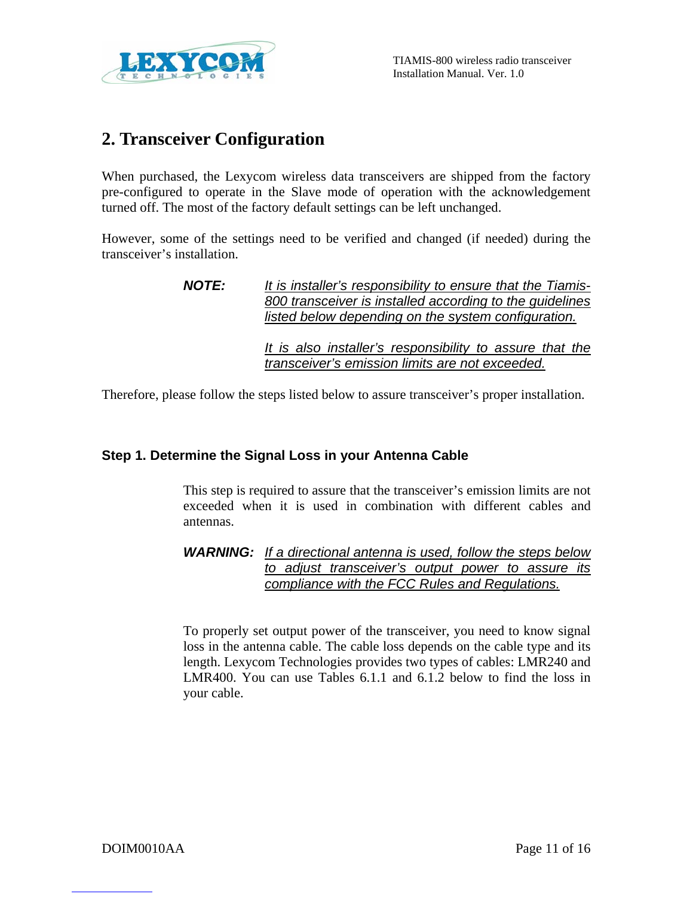## 2. Transceiver Configuration

When purchased, the Lexycom wireless data transceivers are shipped from the factory pre-configured to operate in the Slave mode of operation with the acknowledgement turned off. The most of the factory default settings can be left unchanged.

However, some of the settings need to be verified and changed (if needed) during the transceiver's installation.

> ***NOTE:*** *It is installer's responsibility to ensure that the Tiamis-800 transceiver is installed according to the guidelines listed below depending on the system configuration.*
>
> *It is also installer's responsibility to assure that the transceiver's emission limits are not exceeded.*

Therefore, please follow the steps listed below to assure transceiver's proper installation.

### Step 1. Determine the Signal Loss in your Antenna Cable

This step is required to assure that the transceiver's emission limits are not exceeded when it is used in combination with different cables and antennas.

> ***WARNING:*** *If a directional antenna is used, follow the steps below to adjust transceiver's output power to assure its compliance with the FCC Rules and Regulations.*

To properly set output power of the transceiver, you need to know signal loss in the antenna cable. The cable loss depends on the cable type and its length. Lexycom Technologies provides two types of cables: LMR240 and LMR400. You can use Tables 6.1.1 and 6.1.2 below to find the loss in your cable.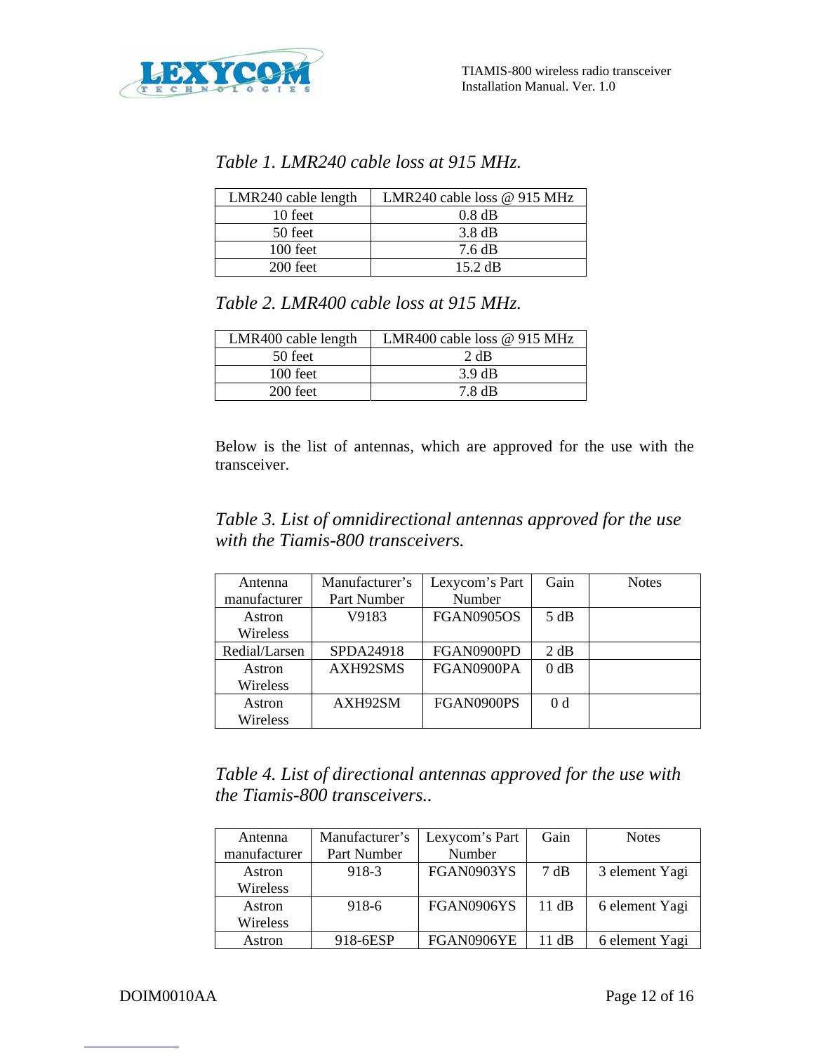*Table 1. LMR240 cable loss at 915 MHz.*

| LMR240 cable length | LMR240 cable loss @ 915 MHz |
|---|---|
| 10 feet | 0.8 dB |
| 50 feet | 3.8 dB |
| 100 feet | 7.6 dB |
| 200 feet | 15.2 dB |

*Table 2. LMR400 cable loss at 915 MHz.*

| LMR400 cable length | LMR400 cable loss @ 915 MHz |
|---|---|
| 50 feet | 2 dB |
| 100 feet | 3.9 dB |
| 200 feet | 7.8 dB |

Below is the list of antennas, which are approved for the use with the transceiver.

*Table 3. List of omnidirectional antennas approved for the use with the Tiamis-800 transceivers.*

| Antenna manufacturer | Manufacturer's Part Number | Lexycom's Part Number | Gain | Notes |
|---|---|---|---|---|
| Astron Wireless | V9183 | FGAN0905OS | 5 dB | |
| Redial/Larsen | SPDA24918 | FGAN0900PD | 2 dB | |
| Astron Wireless | AXH92SMS | FGAN0900PA | 0 dB | |
| Astron Wireless | AXH92SM | FGAN0900PS | 0 d | |

*Table 4. List of directional antennas approved for the use with the Tiamis-800 transceivers..*

| Antenna manufacturer | Manufacturer's Part Number | Lexycom's Part Number | Gain | Notes |
|---|---|---|---|---|
| Astron Wireless | 918-3 | FGAN0903YS | 7 dB | 3 element Yagi |
| Astron Wireless | 918-6 | FGAN0906YS | 11 dB | 6 element Yagi |
| Astron | 918-6ESP | FGAN0906YE | 11 dB | 6 element Yagi |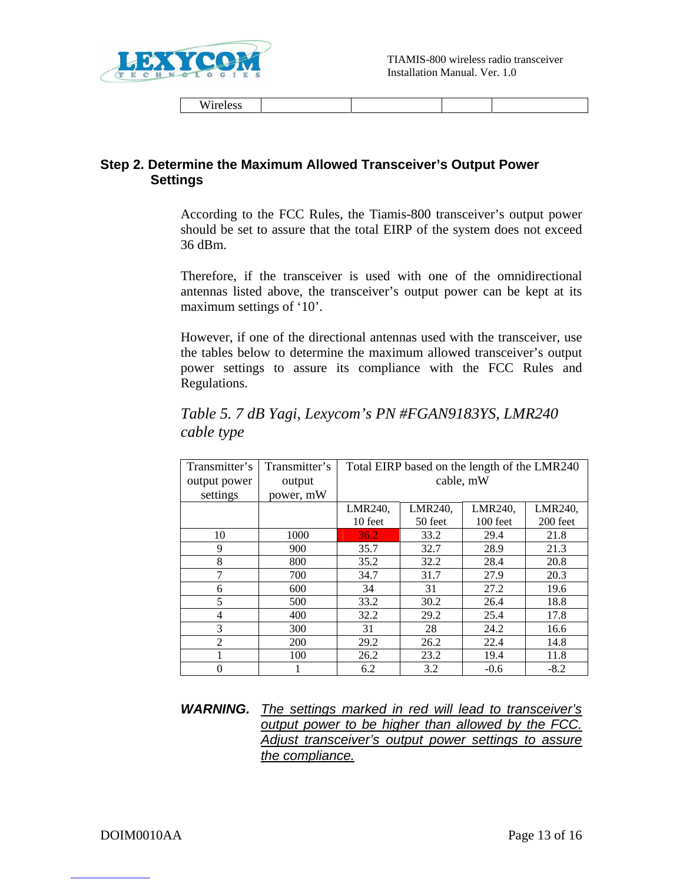| Wireless | | | | |
|---|---|---|---|---|

## Step 2. Determine the Maximum Allowed Transceiver's Output Power Settings

According to the FCC Rules, the Tiamis-800 transceiver's output power should be set to assure that the total EIRP of the system does not exceed 36 dBm.

Therefore, if the transceiver is used with one of the omnidirectional antennas listed above, the transceiver's output power can be kept at its maximum settings of '10'.

However, if one of the directional antennas used with the transceiver, use the tables below to determine the maximum allowed transceiver's output power settings to assure its compliance with the FCC Rules and Regulations.

*Table 5. 7 dB Yagi, Lexycom's PN #FGAN9183YS, LMR240 cable type*

| Transmitter's output power settings | Transmitter's output power, mW | Total EIRP based on the length of the LMR240 cable, mW | | | |
|---|---|---|---|---|---|
| | | LMR240, 10 feet | LMR240, 50 feet | LMR240, 100 feet | LMR240, 200 feet |
| 10 | 1000 | 36.2 | 33.2 | 29.4 | 21.8 |
| 9 | 900 | 35.7 | 32.7 | 28.9 | 21.3 |
| 8 | 800 | 35.2 | 32.2 | 28.4 | 20.8 |
| 7 | 700 | 34.7 | 31.7 | 27.9 | 20.3 |
| 6 | 600 | 34 | 31 | 27.2 | 19.6 |
| 5 | 500 | 33.2 | 30.2 | 26.4 | 18.8 |
| 4 | 400 | 32.2 | 29.2 | 25.4 | 17.8 |
| 3 | 300 | 31 | 28 | 24.2 | 16.6 |
| 2 | 200 | 29.2 | 26.2 | 22.4 | 14.8 |
| 1 | 100 | 26.2 | 23.2 | 19.4 | 11.8 |
| 0 | 1 | 6.2 | 3.2 | -0.6 | -8.2 |

***WARNING.*** The settings marked in red will lead to transceiver's output power to be higher than allowed by the FCC. Adjust transceiver's output power settings to assure the compliance.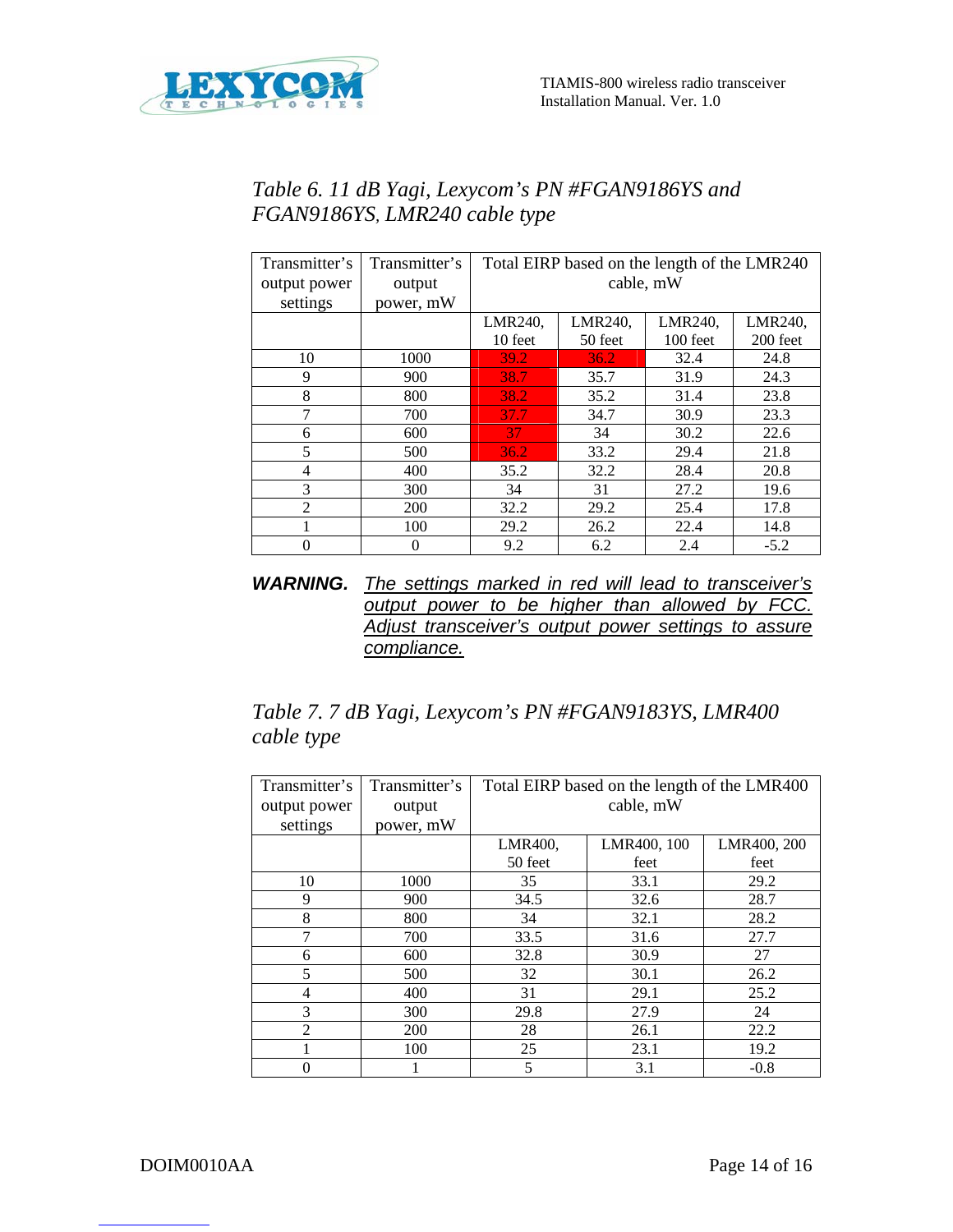*Table 6. 11 dB Yagi, Lexycom's PN #FGAN9186YS and FGAN9186YS, LMR240 cable type*

| Transmitter's output power settings | Transmitter's output power, mW | Total EIRP based on the length of the LMR240 cable, mW | | | |
|---|---|---|---|---|---|
| | | LMR240, 10 feet | LMR240, 50 feet | LMR240, 100 feet | LMR240, 200 feet |
| 10 | 1000 | 39.2 | 36.2 | 32.4 | 24.8 |
| 9 | 900 | 38.7 | 35.7 | 31.9 | 24.3 |
| 8 | 800 | 38.2 | 35.2 | 31.4 | 23.8 |
| 7 | 700 | 37.7 | 34.7 | 30.9 | 23.3 |
| 6 | 600 | 37 | 34 | 30.2 | 22.6 |
| 5 | 500 | 36.2 | 33.2 | 29.4 | 21.8 |
| 4 | 400 | 35.2 | 32.2 | 28.4 | 20.8 |
| 3 | 300 | 34 | 31 | 27.2 | 19.6 |
| 2 | 200 | 32.2 | 29.2 | 25.4 | 17.8 |
| 1 | 100 | 29.2 | 26.2 | 22.4 | 14.8 |
| 0 | 0 | 9.2 | 6.2 | 2.4 | -5.2 |

**WARNING.** The settings marked in red will lead to transceiver's output power to be higher than allowed by FCC. Adjust transceiver's output power settings to assure compliance.

*Table 7. 7 dB Yagi, Lexycom's PN #FGAN9183YS, LMR400 cable type*

| Transmitter's output power settings | Transmitter's output power, mW | Total EIRP based on the length of the LMR400 cable, mW | | |
|---|---|---|---|---|
| | | LMR400, 50 feet | LMR400, 100 feet | LMR400, 200 feet |
| 10 | 1000 | 35 | 33.1 | 29.2 |
| 9 | 900 | 34.5 | 32.6 | 28.7 |
| 8 | 800 | 34 | 32.1 | 28.2 |
| 7 | 700 | 33.5 | 31.6 | 27.7 |
| 6 | 600 | 32.8 | 30.9 | 27 |
| 5 | 500 | 32 | 30.1 | 26.2 |
| 4 | 400 | 31 | 29.1 | 25.2 |
| 3 | 300 | 29.8 | 27.9 | 24 |
| 2 | 200 | 28 | 26.1 | 22.2 |
| 1 | 100 | 25 | 23.1 | 19.2 |
| 0 | 1 | 5 | 3.1 | -0.8 |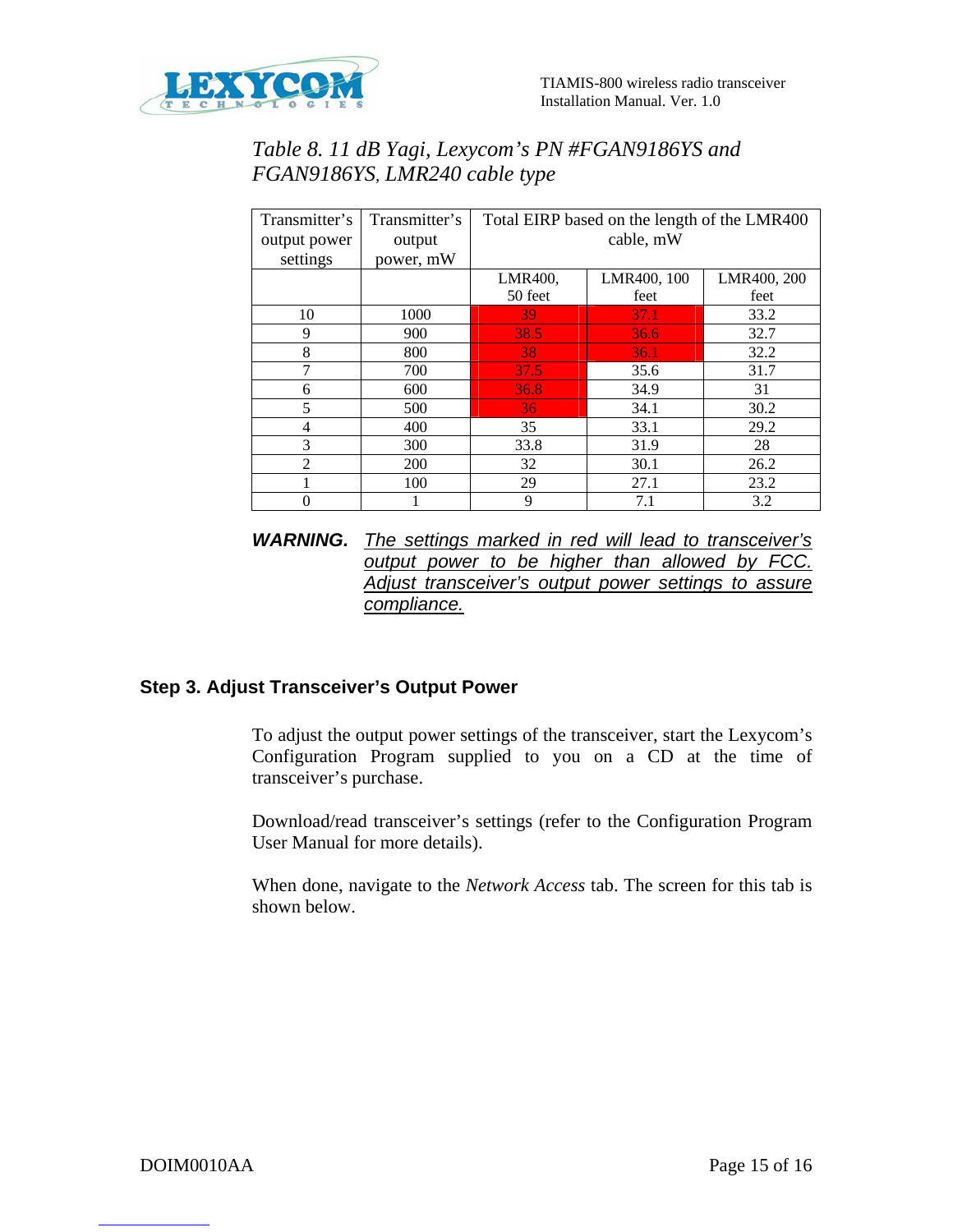*Table 8. 11 dB Yagi, Lexycom's PN #FGAN9186YS and FGAN9186YS, LMR240 cable type*

| Transmitter's output power settings | Transmitter's output power, mW | Total EIRP based on the length of the LMR400 cable, mW | | |
|---|---|---|---|---|
| | | LMR400, 50 feet | LMR400, 100 feet | LMR400, 200 feet |
| 10 | 1000 | 39 | 37.1 | 33.2 |
| 9 | 900 | 38.5 | 36.6 | 32.7 |
| 8 | 800 | 38 | 36.1 | 32.2 |
| 7 | 700 | 37.5 | 35.6 | 31.7 |
| 6 | 600 | 36.8 | 34.9 | 31 |
| 5 | 500 | 36 | 34.1 | 30.2 |
| 4 | 400 | 35 | 33.1 | 29.2 |
| 3 | 300 | 33.8 | 31.9 | 28 |
| 2 | 200 | 32 | 30.1 | 26.2 |
| 1 | 100 | 29 | 27.1 | 23.2 |
| 0 | 1 | 9 | 7.1 | 3.2 |

***WARNING.*** *The settings marked in red will lead to transceiver's output power to be higher than allowed by FCC. Adjust transceiver's output power settings to assure compliance.*

### Step 3. Adjust Transceiver's Output Power

To adjust the output power settings of the transceiver, start the Lexycom's Configuration Program supplied to you on a CD at the time of transceiver's purchase.

Download/read transceiver's settings (refer to the Configuration Program User Manual for more details).

When done, navigate to the *Network Access* tab. The screen for this tab is shown below.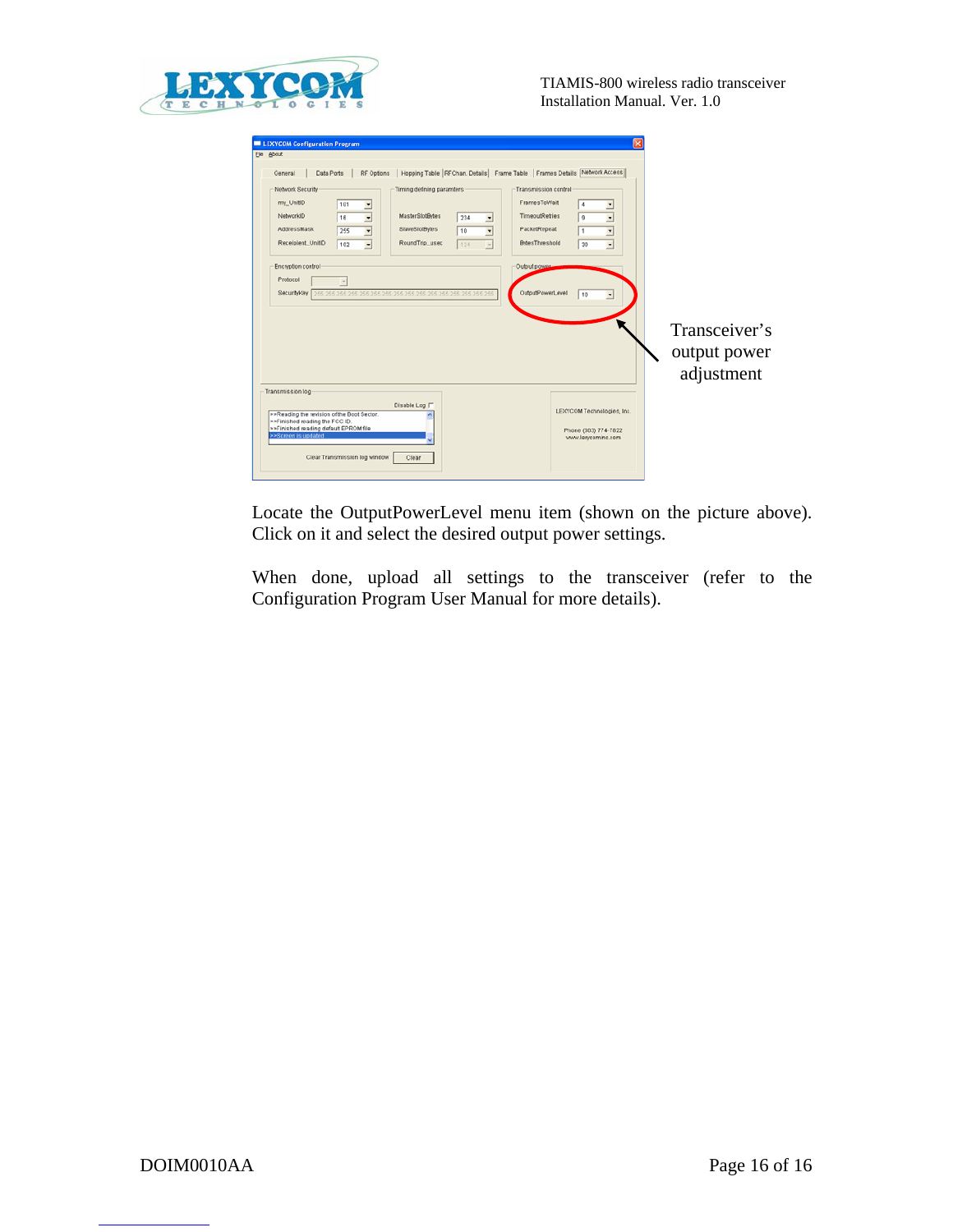Transceiver's output power adjustment

Locate the OutputPowerLevel menu item (shown on the picture above). Click on it and select the desired output power settings.

When done, upload all settings to the transceiver (refer to the Configuration Program User Manual for more details).